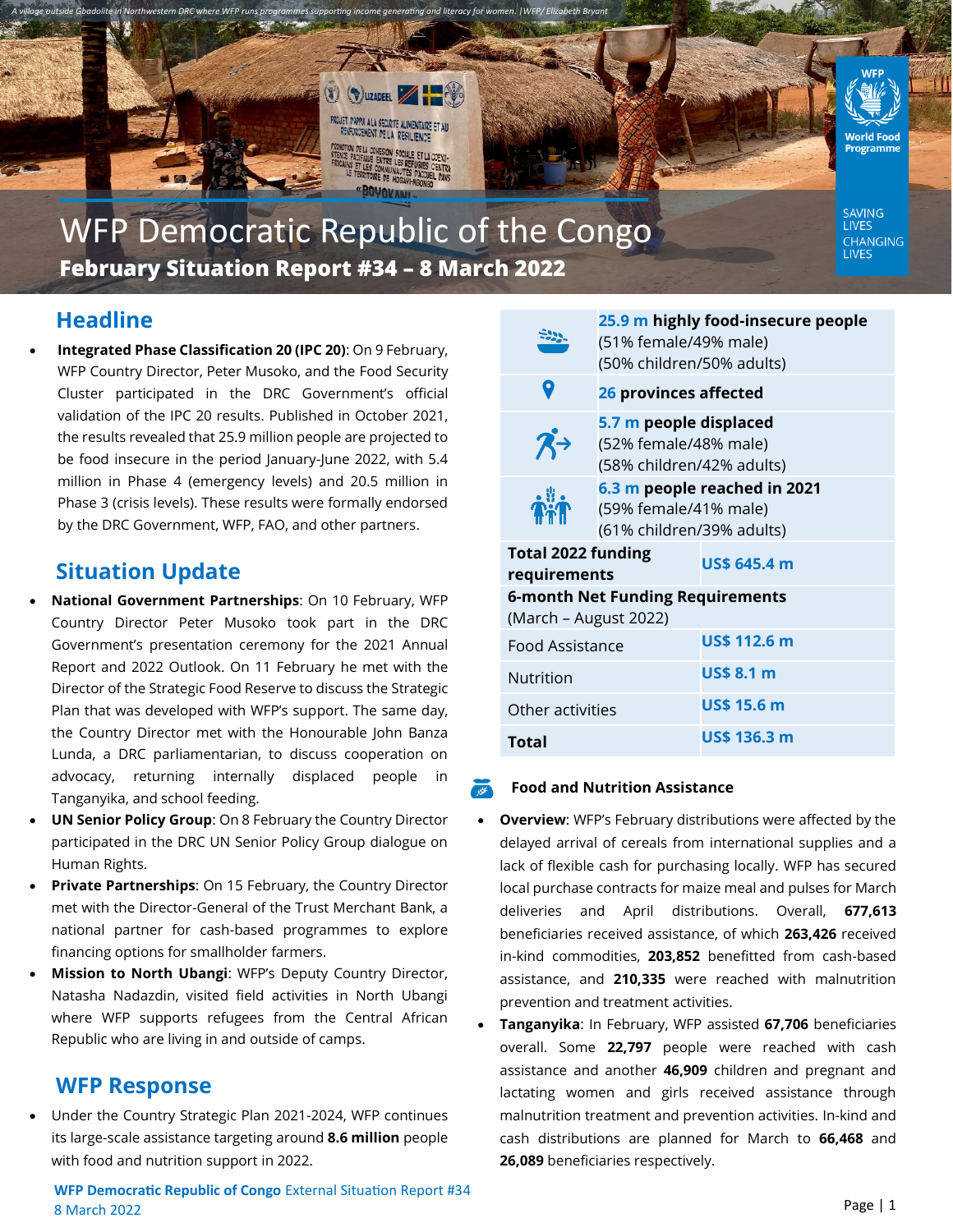*A village outside Gbadolite in Northwestern DRC where WFP runs programmes supporting income generating and literacy for women. | WFP/ Elizabeth Bryant*

# WFP Democratic Republic of the Congo

**February Situation Report #34 – 8 March 2022**

SAVING LIVES CHANGING LIVES

## Headline

- **Integrated Phase Classification 20 (IPC 20)**: On 9 February, WFP Country Director, Peter Musoko, and the Food Security Cluster participated in the DRC Government's official validation of the IPC 20 results. Published in October 2021, the results revealed that 25.9 million people are projected to be food insecure in the period January-June 2022, with 5.4 million in Phase 4 (emergency levels) and 20.5 million in Phase 3 (crisis levels). These results were formally endorsed by the DRC Government, WFP, FAO, and other partners.

## Situation Update

- **National Government Partnerships**: On 10 February, WFP Country Director Peter Musoko took part in the DRC Government's presentation ceremony for the 2021 Annual Report and 2022 Outlook. On 11 February he met with the Director of the Strategic Food Reserve to discuss the Strategic Plan that was developed with WFP's support. The same day, the Country Director met with the Honourable John Banza Lunda, a DRC parliamentarian, to discuss cooperation on advocacy, returning internally displaced people in Tanganyika, and school feeding.
- **UN Senior Policy Group**: On 8 February the Country Director participated in the DRC UN Senior Policy Group dialogue on Human Rights.
- **Private Partnerships**: On 15 February, the Country Director met with the Director-General of the Trust Merchant Bank, a national partner for cash-based programmes to explore financing options for smallholder farmers.
- **Mission to North Ubangi**: WFP's Deputy Country Director, Natasha Nadazdin, visited field activities in North Ubangi where WFP supports refugees from the Central African Republic who are living in and outside of camps.

## WFP Response

- Under the Country Strategic Plan 2021-2024, WFP continues its large-scale assistance targeting around **8.6 million** people with food and nutrition support in 2022.

**25.9 m highly food-insecure people**
(51% female/49% male)
(50% children/50% adults)

**26 provinces affected**

**5.7 m people displaced**
(52% female/48% male)
(58% children/42% adults)

**6.3 m people reached in 2021**
(59% female/41% male)
(61% children/39% adults)

| | |
|---|---|
| **Total 2022 funding requirements** | **US$ 645.4 m** |
| **6-month Net Funding Requirements** (March – August 2022) | |
| Food Assistance | **US$ 112.6 m** |
| Nutrition | **US$ 8.1 m** |
| Other activities | **US$ 15.6 m** |
| **Total** | **US$ 136.3 m** |

### Food and Nutrition Assistance

- **Overview**: WFP's February distributions were affected by the delayed arrival of cereals from international supplies and a lack of flexible cash for purchasing locally. WFP has secured local purchase contracts for maize meal and pulses for March deliveries and April distributions. Overall, **677,613** beneficiaries received assistance, of which **263,426** received in-kind commodities, **203,852** benefitted from cash-based assistance, and **210,335** were reached with malnutrition prevention and treatment activities.
- **Tanganyika**: In February, WFP assisted **67,706** beneficiaries overall. Some **22,797** people were reached with cash assistance and another **46,909** children and pregnant and lactating women and girls received assistance through malnutrition treatment and prevention activities. In-kind and cash distributions are planned for March to **66,468** and **26,089** beneficiaries respectively.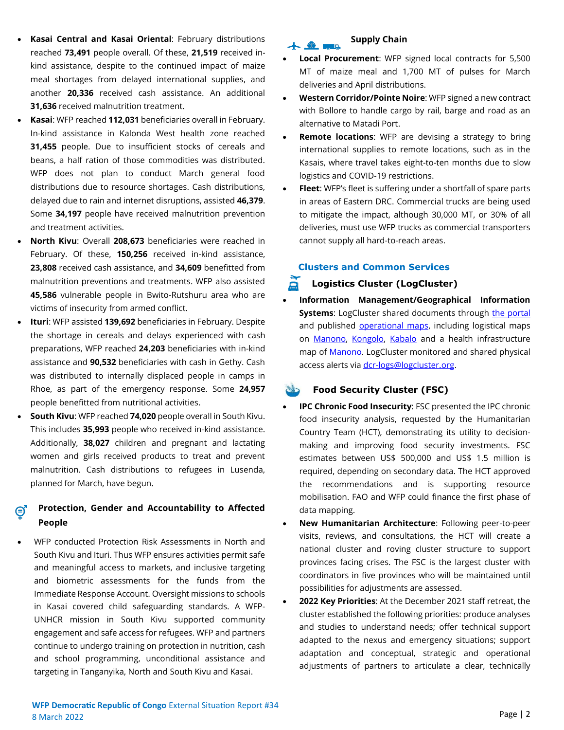- **Kasai Central and Kasai Oriental**: February distributions reached **73,491** people overall. Of these, **21,519** received in-kind assistance, despite to the continued impact of maize meal shortages from delayed international supplies, and another **20,336** received cash assistance. An additional **31,636** received malnutrition treatment.
- **Kasai**: WFP reached **112,031** beneficiaries overall in February. In-kind assistance in Kalonda West health zone reached **31,455** people. Due to insufficient stocks of cereals and beans, a half ration of those commodities was distributed. WFP does not plan to conduct March general food distributions due to resource shortages. Cash distributions, delayed due to rain and internet disruptions, assisted **46,379**. Some **34,197** people have received malnutrition prevention and treatment activities.
- **North Kivu**: Overall **208,673** beneficiaries were reached in February. Of these, **150,256** received in-kind assistance, **23,808** received cash assistance, and **34,609** benefitted from malnutrition preventions and treatments. WFP also assisted **45,586** vulnerable people in Bwito-Rutshuru area who are victims of insecurity from armed conflict.
- **Ituri**: WFP assisted **139,692** beneficiaries in February. Despite the shortage in cereals and delays experienced with cash preparations, WFP reached **24,203** beneficiaries with in-kind assistance and **90,532** beneficiaries with cash in Gethy. Cash was distributed to internally displaced people in camps in Rhoe, as part of the emergency response. Some **24,957** people benefitted from nutritional activities.
- **South Kivu**: WFP reached **74,020** people overall in South Kivu. This includes **35,993** people who received in-kind assistance. Additionally, **38,027** children and pregnant and lactating women and girls received products to treat and prevent malnutrition. Cash distributions to refugees in Lusenda, planned for March, have begun.

### Protection, Gender and Accountability to Affected People

- WFP conducted Protection Risk Assessments in North and South Kivu and Ituri. Thus WFP ensures activities permit safe and meaningful access to markets, and inclusive targeting and biometric assessments for the funds from the Immediate Response Account. Oversight missions to schools in Kasai covered child safeguarding standards. A WFP-UNHCR mission in South Kivu supported community engagement and safe access for refugees. WFP and partners continue to undergo training on protection in nutrition, cash and school programming, unconditional assistance and targeting in Tanganyika, North and South Kivu and Kasai.

### Supply Chain

- **Local Procurement**: WFP signed local contracts for 5,500 MT of maize meal and 1,700 MT of pulses for March deliveries and April distributions.
- **Western Corridor/Pointe Noire**: WFP signed a new contract with Bollore to handle cargo by rail, barge and road as an alternative to Matadi Port.
- **Remote locations**: WFP are devising a strategy to bring international supplies to remote locations, such as in the Kasais, where travel takes eight-to-ten months due to slow logistics and COVID-19 restrictions.
- **Fleet**: WFP's fleet is suffering under a shortfall of spare parts in areas of Eastern DRC. Commercial trucks are being used to mitigate the impact, although 30,000 MT, or 30% of all deliveries, must use WFP trucks as commercial transporters cannot supply all hard-to-reach areas.

## Clusters and Common Services

### Logistics Cluster (LogCluster)

- **Information Management/Geographical Information Systems**: LogCluster shared documents through the portal and published operational maps, including logistical maps on Manono, Kongolo, Kabalo and a health infrastructure map of Manono. LogCluster monitored and shared physical access alerts via dcr-logs@logcluster.org.

### Food Security Cluster (FSC)

- **IPC Chronic Food Insecurity**: FSC presented the IPC chronic food insecurity analysis, requested by the Humanitarian Country Team (HCT), demonstrating its utility to decision-making and improving food security investments. FSC estimates between US$ 500,000 and US$ 1.5 million is required, depending on secondary data. The HCT approved the recommendations and is supporting resource mobilisation. FAO and WFP could finance the first phase of data mapping.
- **New Humanitarian Architecture**: Following peer-to-peer visits, reviews, and consultations, the HCT will create a national cluster and roving cluster structure to support provinces facing crises. The FSC is the largest cluster with coordinators in five provinces who will be maintained until possibilities for adjustments are assessed.
- **2022 Key Priorities**: At the December 2021 staff retreat, the cluster established the following priorities: produce analyses and studies to understand needs; offer technical support adapted to the nexus and emergency situations; support adaptation and conceptual, strategic and operational adjustments of partners to articulate a clear, technically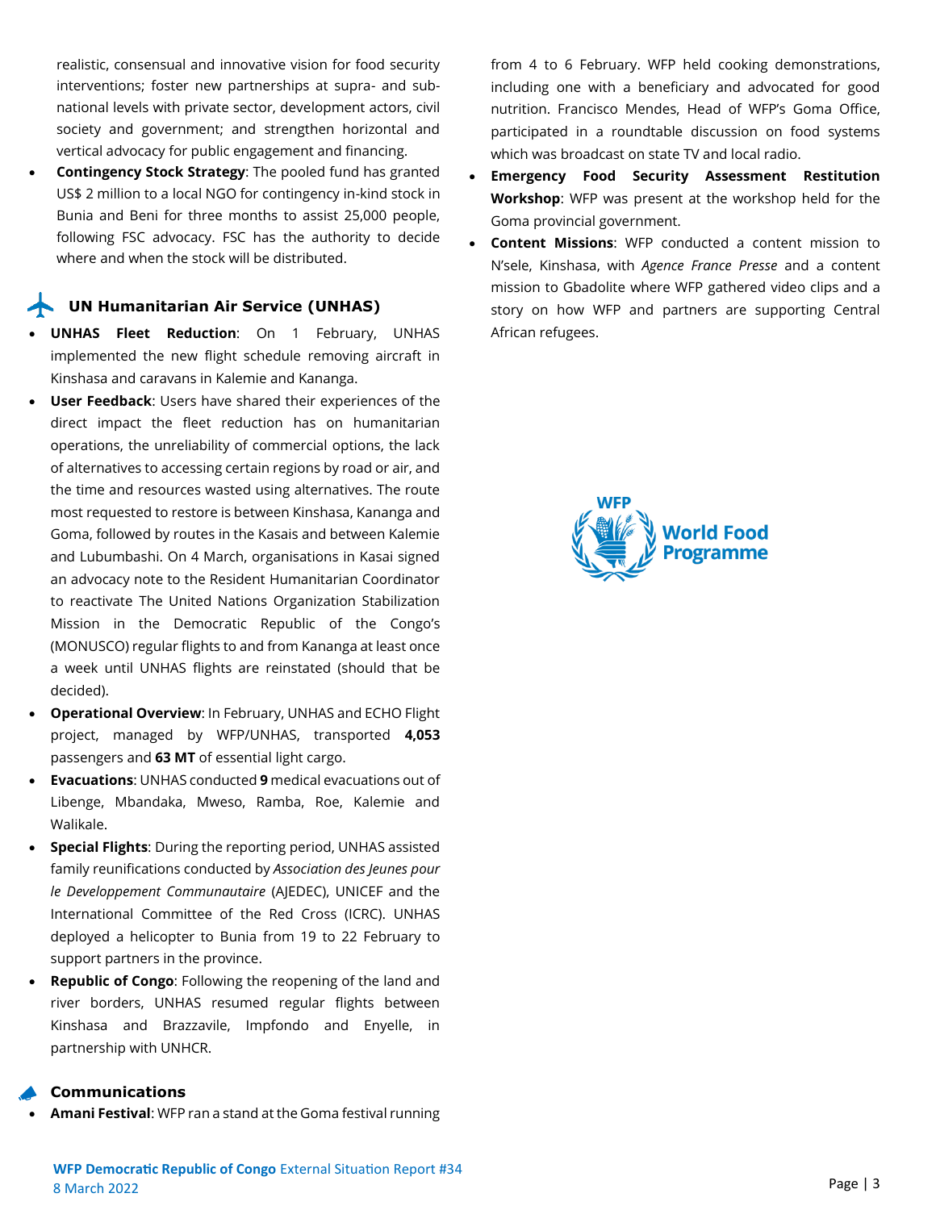realistic, consensual and innovative vision for food security interventions; foster new partnerships at supra- and sub-national levels with private sector, development actors, civil society and government; and strengthen horizontal and vertical advocacy for public engagement and financing.

- **Contingency Stock Strategy**: The pooled fund has granted US$ 2 million to a local NGO for contingency in-kind stock in Bunia and Beni for three months to assist 25,000 people, following FSC advocacy. FSC has the authority to decide where and when the stock will be distributed.

## UN Humanitarian Air Service (UNHAS)

- **UNHAS Fleet Reduction**: On 1 February, UNHAS implemented the new flight schedule removing aircraft in Kinshasa and caravans in Kalemie and Kananga.
- **User Feedback**: Users have shared their experiences of the direct impact the fleet reduction has on humanitarian operations, the unreliability of commercial options, the lack of alternatives to accessing certain regions by road or air, and the time and resources wasted using alternatives. The route most requested to restore is between Kinshasa, Kananga and Goma, followed by routes in the Kasais and between Kalemie and Lubumbashi. On 4 March, organisations in Kasai signed an advocacy note to the Resident Humanitarian Coordinator to reactivate The United Nations Organization Stabilization Mission in the Democratic Republic of the Congo's (MONUSCO) regular flights to and from Kananga at least once a week until UNHAS flights are reinstated (should that be decided).
- **Operational Overview**: In February, UNHAS and ECHO Flight project, managed by WFP/UNHAS, transported **4,053** passengers and **63 MT** of essential light cargo.
- **Evacuations**: UNHAS conducted **9** medical evacuations out of Libenge, Mbandaka, Mweso, Ramba, Roe, Kalemie and Walikale.
- **Special Flights**: During the reporting period, UNHAS assisted family reunifications conducted by *Association des Jeunes pour le Developpement Communautaire* (AJEDEC), UNICEF and the International Committee of the Red Cross (ICRC). UNHAS deployed a helicopter to Bunia from 19 to 22 February to support partners in the province.
- **Republic of Congo**: Following the reopening of the land and river borders, UNHAS resumed regular flights between Kinshasa and Brazzavile, Impfondo and Enyelle, in partnership with UNHCR.

## Communications

- **Amani Festival**: WFP ran a stand at the Goma festival running from 4 to 6 February. WFP held cooking demonstrations, including one with a beneficiary and advocated for good nutrition. Francisco Mendes, Head of WFP's Goma Office, participated in a roundtable discussion on food systems which was broadcast on state TV and local radio.
- **Emergency Food Security Assessment Restitution Workshop**: WFP was present at the workshop held for the Goma provincial government.
- **Content Missions**: WFP conducted a content mission to N'sele, Kinshasa, with *Agence France Presse* and a content mission to Gbadolite where WFP gathered video clips and a story on how WFP and partners are supporting Central African refugees.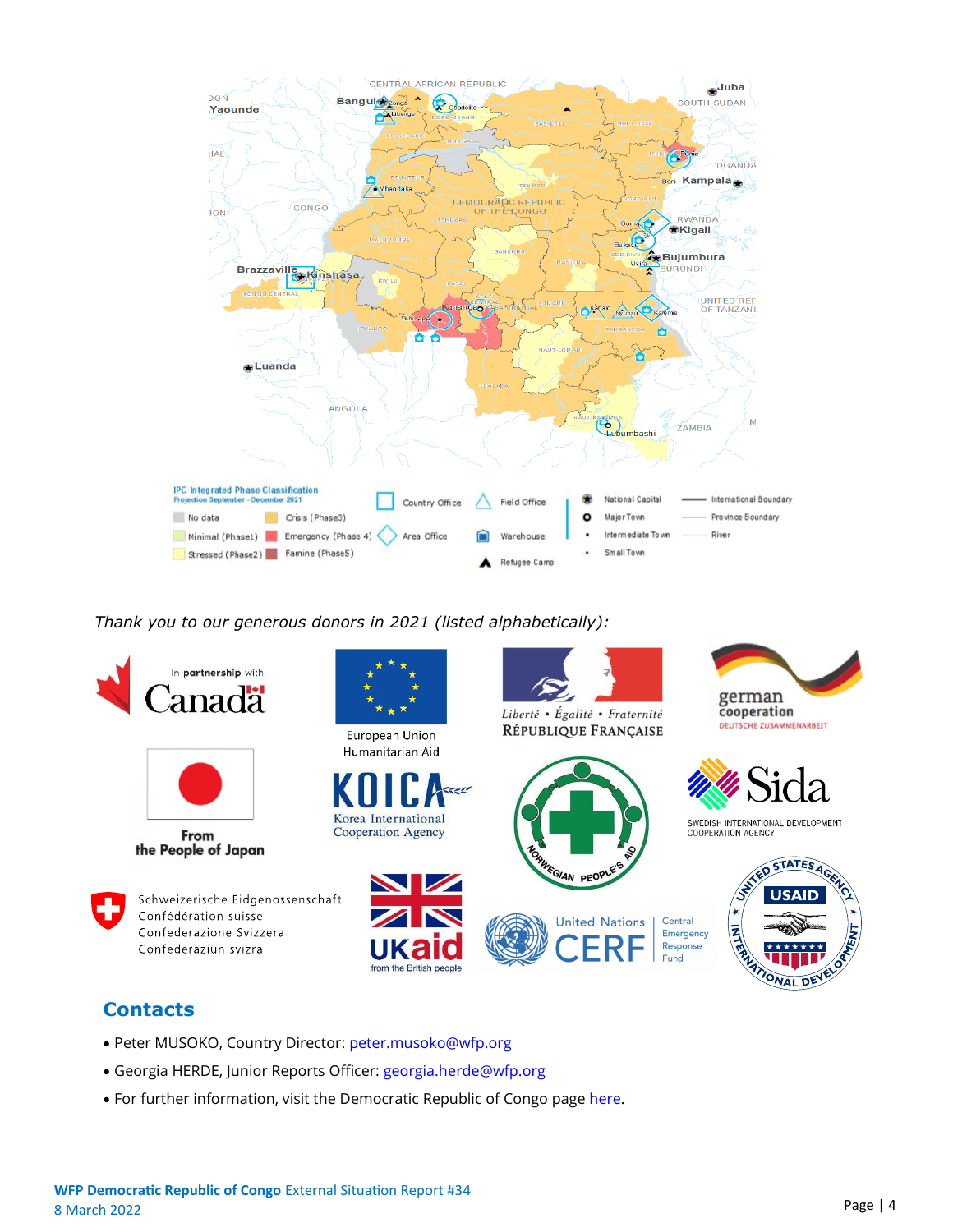Thank you to our generous donors in 2021 (listed alphabetically):

## Contacts

- Peter MUSOKO, Country Director: peter.musoko@wfp.org
- Georgia HERDE, Junior Reports Officer: georgia.herde@wfp.org
- For further information, visit the Democratic Republic of Congo page here.